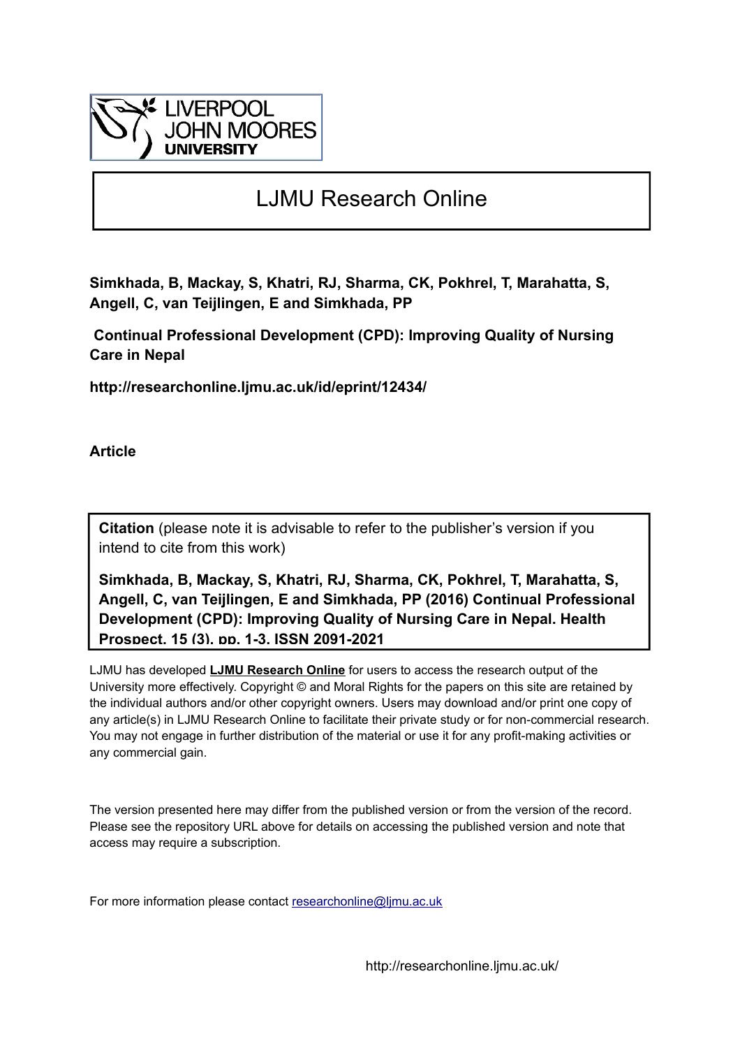LIVERPOOL JOHN MOORES UNIVERSITY

# LJMU Research Online

**Simkhada, B, Mackay, S, Khatri, RJ, Sharma, CK, Pokhrel, T, Marahatta, S, Angell, C, van Teijlingen, E and Simkhada, PP**

**Continual Professional Development (CPD): Improving Quality of Nursing Care in Nepal**

**http://researchonline.ljmu.ac.uk/id/eprint/12434/**

**Article**

**Citation** (please note it is advisable to refer to the publisher's version if you intend to cite from this work)

**Simkhada, B, Mackay, S, Khatri, RJ, Sharma, CK, Pokhrel, T, Marahatta, S, Angell, C, van Teijlingen, E and Simkhada, PP (2016) Continual Professional Development (CPD): Improving Quality of Nursing Care in Nepal. Health Prospect, 15 (3). pp. 1-3. ISSN 2091-2021**

LJMU has developed **LJMU Research Online** for users to access the research output of the University more effectively. Copyright © and Moral Rights for the papers on this site are retained by the individual authors and/or other copyright owners. Users may download and/or print one copy of any article(s) in LJMU Research Online to facilitate their private study or for non-commercial research. You may not engage in further distribution of the material or use it for any profit-making activities or any commercial gain.

The version presented here may differ from the published version or from the version of the record. Please see the repository URL above for details on accessing the published version and note that access may require a subscription.

For more information please contact researchonline@ljmu.ac.uk

http://researchonline.ljmu.ac.uk/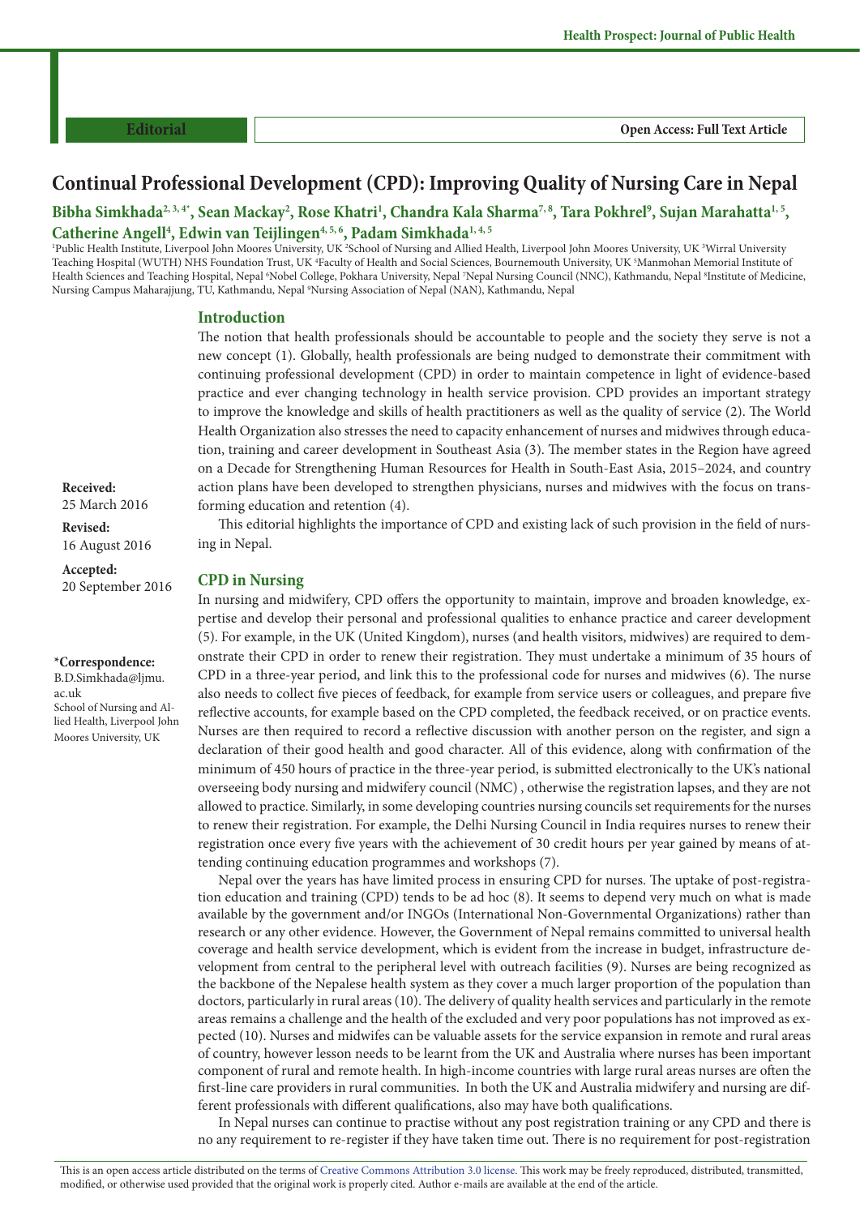Editorial

Open Access: Full Text Article

# Continual Professional Development (CPD): Improving Quality of Nursing Care in Nepal

**Bibha Simkhada[2, 3, 4*], Sean Mackay[2], Rose Khatri[1], Chandra Kala Sharma[7, 8], Tara Pokhrel[9], Sujan Marahatta[1, 5], Catherine Angell[4], Edwin van Teijlingen[4, 5, 6], Padam Simkhada[1, 4, 5]**

[1]Public Health Institute, Liverpool John Moores University, UK [2]School of Nursing and Allied Health, Liverpool John Moores University, UK [3]Wirral University Teaching Hospital (WUTH) NHS Foundation Trust, UK [4]Faculty of Health and Social Sciences, Bournemouth University, UK [5]Manmohan Memorial Institute of Health Sciences and Teaching Hospital, Nepal [6]Nobel College, Pokhara University, Nepal [7]Nepal Nursing Council (NNC), Kathmandu, Nepal [8]Institute of Medicine, Nursing Campus Maharajjung, TU, Kathmandu, Nepal [9]Nursing Association of Nepal (NAN), Kathmandu, Nepal

**Received:** 25 March 2016

**Revised:** 16 August 2016

**Accepted:** 20 September 2016

**\*Correspondence:**
B.D.Simkhada@ljmu.ac.uk
School of Nursing and Allied Health, Liverpool John Moores University, UK

## Introduction

The notion that health professionals should be accountable to people and the society they serve is not a new concept (1). Globally, health professionals are being nudged to demonstrate their commitment with continuing professional development (CPD) in order to maintain competence in light of evidence-based practice and ever changing technology in health service provision. CPD provides an important strategy to improve the knowledge and skills of health practitioners as well as the quality of service (2). The World Health Organization also stresses the need to capacity enhancement of nurses and midwives through education, training and career development in Southeast Asia (3). The member states in the Region have agreed on a Decade for Strengthening Human Resources for Health in South-East Asia, 2015–2024, and country action plans have been developed to strengthen physicians, nurses and midwives with the focus on transforming education and retention (4).

This editorial highlights the importance of CPD and existing lack of such provision in the field of nursing in Nepal.

## CPD in Nursing

In nursing and midwifery, CPD offers the opportunity to maintain, improve and broaden knowledge, expertise and develop their personal and professional qualities to enhance practice and career development (5). For example, in the UK (United Kingdom), nurses (and health visitors, midwives) are required to demonstrate their CPD in order to renew their registration. They must undertake a minimum of 35 hours of CPD in a three-year period, and link this to the professional code for nurses and midwives (6). The nurse also needs to collect five pieces of feedback, for example from service users or colleagues, and prepare five reflective accounts, for example based on the CPD completed, the feedback received, or on practice events. Nurses are then required to record a reflective discussion with another person on the register, and sign a declaration of their good health and good character. All of this evidence, along with confirmation of the minimum of 450 hours of practice in the three-year period, is submitted electronically to the UK's national overseeing body nursing and midwifery council (NMC) , otherwise the registration lapses, and they are not allowed to practice. Similarly, in some developing countries nursing councils set requirements for the nurses to renew their registration. For example, the Delhi Nursing Council in India requires nurses to renew their registration once every five years with the achievement of 30 credit hours per year gained by means of attending continuing education programmes and workshops (7).

Nepal over the years has have limited process in ensuring CPD for nurses. The uptake of post-registration education and training (CPD) tends to be ad hoc (8). It seems to depend very much on what is made available by the government and/or INGOs (International Non-Governmental Organizations) rather than research or any other evidence. However, the Government of Nepal remains committed to universal health coverage and health service development, which is evident from the increase in budget, infrastructure development from central to the peripheral level with outreach facilities (9). Nurses are being recognized as the backbone of the Nepalese health system as they cover a much larger proportion of the population than doctors, particularly in rural areas (10). The delivery of quality health services and particularly in the remote areas remains a challenge and the health of the excluded and very poor populations has not improved as expected (10). Nurses and midwifes can be valuable assets for the service expansion in remote and rural areas of country, however lesson needs to be learnt from the UK and Australia where nurses has been important component of rural and remote health. In high-income countries with large rural areas nurses are often the first-line care providers in rural communities. In both the UK and Australia midwifery and nursing are different professionals with different qualifications, also may have both qualifications.

In Nepal nurses can continue to practise without any post registration training or any CPD and there is no any requirement to re-register if they have taken time out. There is no requirement for post-registration

This is an open access article distributed on the terms of Creative Commons Attribution 3.0 license. This work may be freely reproduced, distributed, transmitted, modified, or otherwise used provided that the original work is properly cited. Author e-mails are available at the end of the article.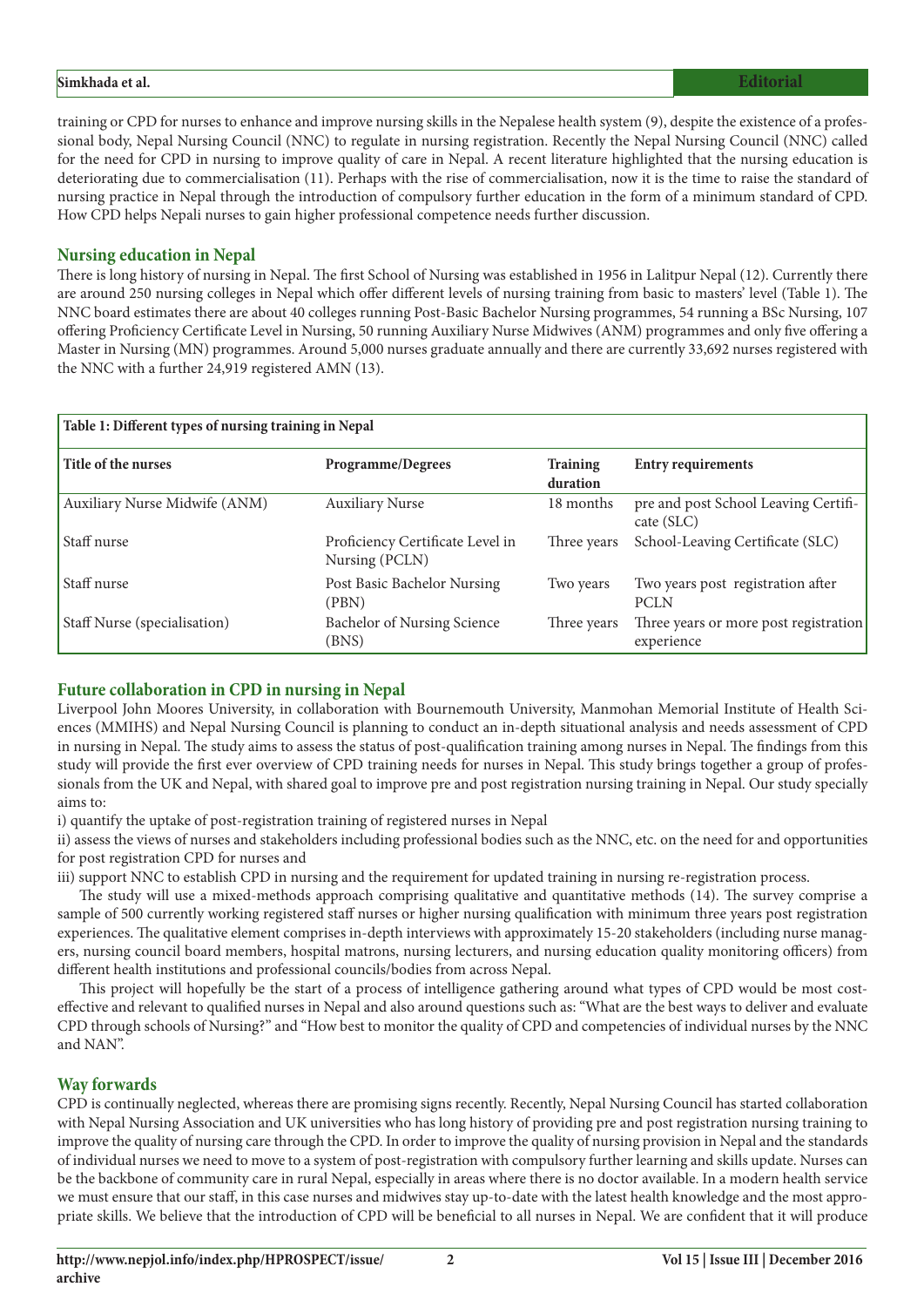training or CPD for nurses to enhance and improve nursing skills in the Nepalese health system (9), despite the existence of a professional body, Nepal Nursing Council (NNC) to regulate in nursing registration. Recently the Nepal Nursing Council (NNC) called for the need for CPD in nursing to improve quality of care in Nepal. A recent literature highlighted that the nursing education is deteriorating due to commercialisation (11). Perhaps with the rise of commercialisation, now it is the time to raise the standard of nursing practice in Nepal through the introduction of compulsory further education in the form of a minimum standard of CPD. How CPD helps Nepali nurses to gain higher professional competence needs further discussion.

## Nursing education in Nepal

There is long history of nursing in Nepal. The first School of Nursing was established in 1956 in Lalitpur Nepal (12). Currently there are around 250 nursing colleges in Nepal which offer different levels of nursing training from basic to masters' level (Table 1). The NNC board estimates there are about 40 colleges running Post-Basic Bachelor Nursing programmes, 54 running a BSc Nursing, 107 offering Proficiency Certificate Level in Nursing, 50 running Auxiliary Nurse Midwives (ANM) programmes and only five offering a Master in Nursing (MN) programmes. Around 5,000 nurses graduate annually and there are currently 33,692 nurses registered with the NNC with a further 24,919 registered AMN (13).

**Table 1: Different types of nursing training in Nepal**

| Title of the nurses | Programme/Degrees | Training duration | Entry requirements |
|---|---|---|---|
| Auxiliary Nurse Midwife (ANM) | Auxiliary Nurse | 18 months | pre and post School Leaving Certificate (SLC) |
| Staff nurse | Proficiency Certificate Level in Nursing (PCLN) | Three years | School-Leaving Certificate (SLC) |
| Staff nurse | Post Basic Bachelor Nursing (PBN) | Two years | Two years post registration after PCLN |
| Staff Nurse (specialisation) | Bachelor of Nursing Science (BNS) | Three years | Three years or more post registration experience |

## Future collaboration in CPD in nursing in Nepal

Liverpool John Moores University, in collaboration with Bournemouth University, Manmohan Memorial Institute of Health Sciences (MMIHS) and Nepal Nursing Council is planning to conduct an in-depth situational analysis and needs assessment of CPD in nursing in Nepal. The study aims to assess the status of post-qualification training among nurses in Nepal. The findings from this study will provide the first ever overview of CPD training needs for nurses in Nepal. This study brings together a group of professionals from the UK and Nepal, with shared goal to improve pre and post registration nursing training in Nepal. Our study specially aims to:

i) quantify the uptake of post-registration training of registered nurses in Nepal

ii) assess the views of nurses and stakeholders including professional bodies such as the NNC, etc. on the need for and opportunities for post registration CPD for nurses and

iii) support NNC to establish CPD in nursing and the requirement for updated training in nursing re-registration process.

The study will use a mixed-methods approach comprising qualitative and quantitative methods (14). The survey comprise a sample of 500 currently working registered staff nurses or higher nursing qualification with minimum three years post registration experiences. The qualitative element comprises in-depth interviews with approximately 15-20 stakeholders (including nurse managers, nursing council board members, hospital matrons, nursing lecturers, and nursing education quality monitoring officers) from different health institutions and professional councils/bodies from across Nepal.

This project will hopefully be the start of a process of intelligence gathering around what types of CPD would be most cost-effective and relevant to qualified nurses in Nepal and also around questions such as: "What are the best ways to deliver and evaluate CPD through schools of Nursing?" and "How best to monitor the quality of CPD and competencies of individual nurses by the NNC and NAN".

## Way forwards

CPD is continually neglected, whereas there are promising signs recently. Recently, Nepal Nursing Council has started collaboration with Nepal Nursing Association and UK universities who has long history of providing pre and post registration nursing training to improve the quality of nursing care through the CPD. In order to improve the quality of nursing provision in Nepal and the standards of individual nurses we need to move to a system of post-registration with compulsory further learning and skills update. Nurses can be the backbone of community care in rural Nepal, especially in areas where there is no doctor available. In a modern health service we must ensure that our staff, in this case nurses and midwives stay up-to-date with the latest health knowledge and the most appropriate skills. We believe that the introduction of CPD will be beneficial to all nurses in Nepal. We are confident that it will produce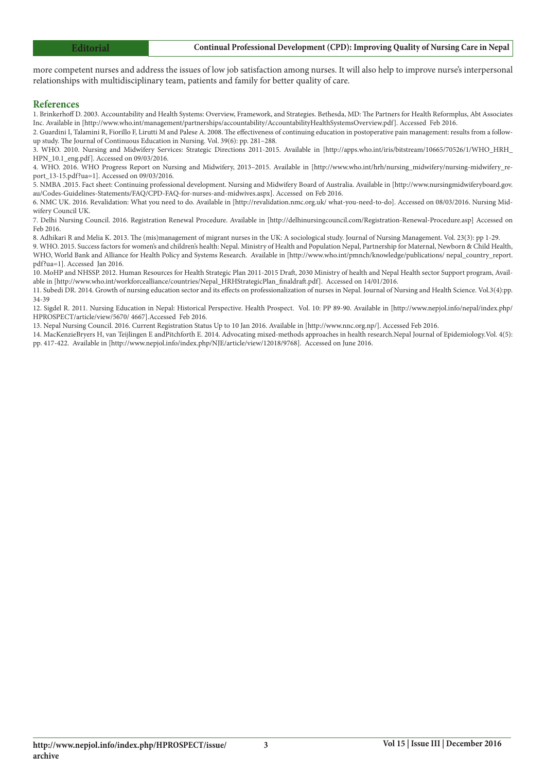more competent nurses and address the issues of low job satisfaction among nurses. It will also help to improve nurse's interpersonal relationships with multidisciplinary team, patients and family for better quality of care.

## References

1. Brinkerhoff D. 2003. Accountability and Health Systems: Overview, Framework, and Strategies. Bethesda, MD: The Partners for Health Reformplus, Abt Associates Inc. Available in [http://www.who.int/management/partnerships/accountability/AccountabilityHealthSystemsOverview.pdf]. Accessed Feb 2016.
2. Guardini I, Talamini R, Fiorillo F, Lirutti M and Palese A. 2008. The effectiveness of continuing education in postoperative pain management: results from a follow-up study. The Journal of Continuous Education in Nursing. Vol. 39(6): pp. 281–288.
3. WHO. 2010. Nursing and Midwifery Services: Strategic Directions 2011-2015. Available in [http://apps.who.int/iris/bitstream/10665/70526/1/WHO_HRH_HPN_10.1_eng.pdf]. Accessed on 09/03/2016.
4. WHO. 2016. WHO Progress Report on Nursing and Midwifery, 2013–2015. Available in [http://www.who.int/hrh/nursing_midwifery/nursing-midwifery_report_13-15.pdf?ua=1]. Accessed on 09/03/2016.
5. NMBA .2015. Fact sheet: Continuing professional development. Nursing and Midwifery Board of Australia. Available in [http://www.nursingmidwiferyboard.gov.au/Codes-Guidelines-Statements/FAQ/CPD-FAQ-for-nurses-and-midwives.aspx]. Accessed on Feb 2016.
6. NMC UK. 2016. Revalidation: What you need to do. Available in [http://revalidation.nmc.org.uk/ what-you-need-to-do]. Accessed on 08/03/2016. Nursing Midwifery Council UK.
7. Delhi Nursing Council. 2016. Registration Renewal Procedure. Available in [http://delhinursingcouncil.com/Registration-Renewal-Procedure.asp] Accessed on Feb 2016.
8. Adhikari R and Melia K. 2013. The (mis)management of migrant nurses in the UK: A sociological study. Journal of Nursing Management. Vol. 23(3): pp 1-29.
9. WHO. 2015. Success factors for women's and children's health: Nepal. Ministry of Health and Population Nepal, Partnership for Maternal, Newborn & Child Health, WHO, World Bank and Alliance for Health Policy and Systems Research. Available in [http://www.who.int/pmnch/knowledge/publications/ nepal_country_report.pdf?ua=1]. Accessed Jan 2016.
10. MoHP and NHSSP. 2012. Human Resources for Health Strategic Plan 2011-2015 Draft, 2030 Ministry of health and Nepal Health sector Support program, Available in [http://www.who.int/workforcealliance/countries/Nepal_HRHStrategicPlan_finaldraft.pdf]. Accessed on 14/01/2016.
11. Subedi DR. 2014. Growth of nursing education sector and its effects on professionalization of nurses in Nepal. Journal of Nursing and Health Science. Vol.3(4):pp. 34-39
12. Sigdel R. 2011. Nursing Education in Nepal: Historical Perspective. Health Prospect. Vol. 10: PP 89-90. Available in [http://www.nepjol.info/nepal/index.php/HPROSPECT/article/view/5670/ 4667].Accessed Feb 2016.
13. Nepal Nursing Council. 2016. Current Registration Status Up to 10 Jan 2016. Available in [http://www.nnc.org.np/]. Accessed Feb 2016.
14. MacKenzieBryers H, van Teijlingen E andPitchforth E. 2014. Advocating mixed-methods approaches in health research.Nepal Journal of Epidemiology.Vol. 4(5): pp. 417-422. Available in [http://www.nepjol.info/index.php/NJE/article/view/12018/9768]. Accessed on June 2016.